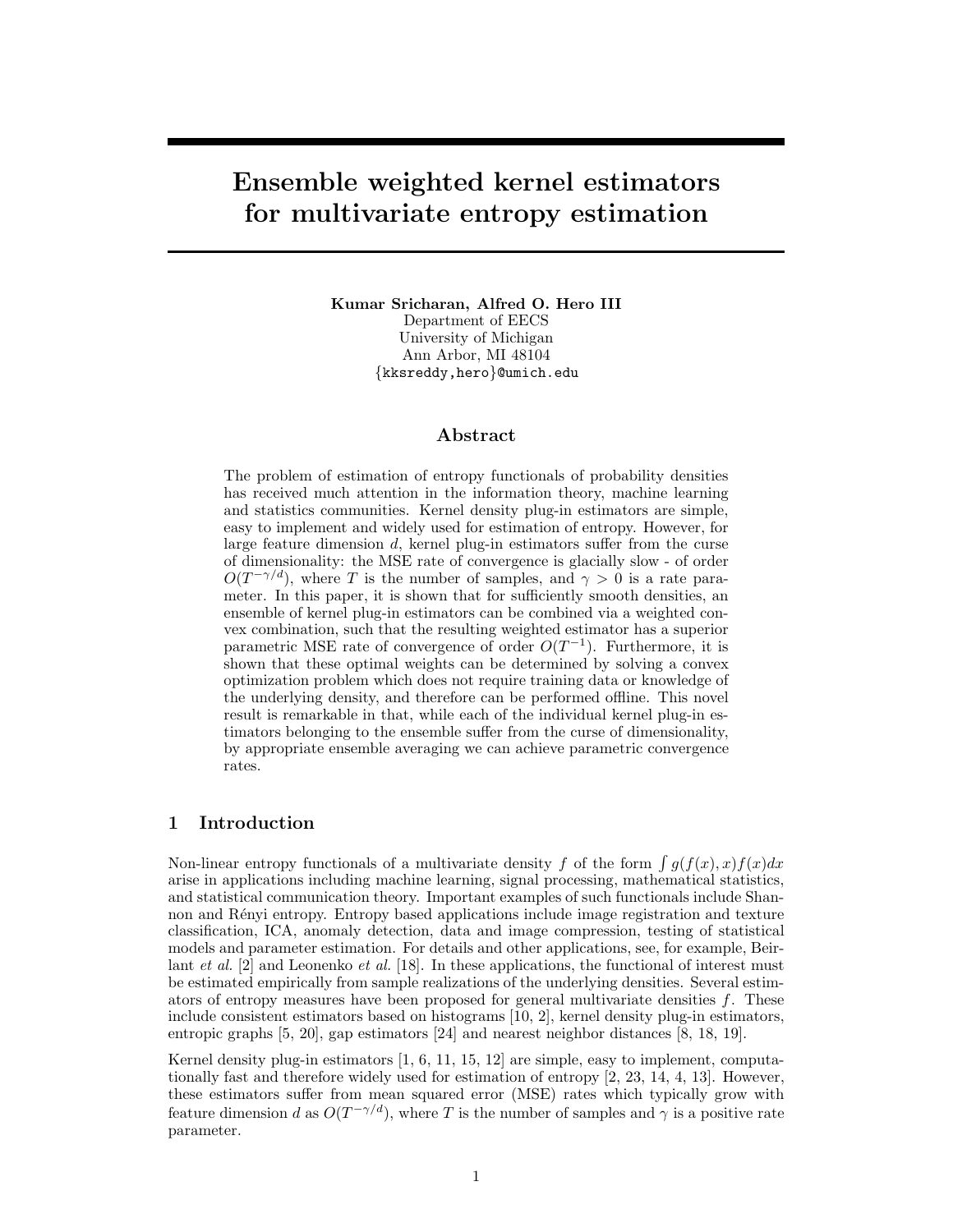# Ensemble weighted kernel estimators for multivariate entropy estimation

**Kumar Sricharan, Alfred O. Hero III**
Department of EECS
University of Michigan
Ann Arbor, MI 48104
{kksreddy,hero}@umich.edu

## Abstract

The problem of estimation of entropy functionals of probability densities has received much attention in the information theory, machine learning and statistics communities. Kernel density plug-in estimators are simple, easy to implement and widely used for estimation of entropy. However, for large feature dimension $d$, kernel plug-in estimators suffer from the curse of dimensionality: the MSE rate of convergence is glacially slow - of order $O(T^{-\gamma/d})$, where $T$ is the number of samples, and $\gamma > 0$ is a rate parameter. In this paper, it is shown that for sufficiently smooth densities, an ensemble of kernel plug-in estimators can be combined via a weighted convex combination, such that the resulting weighted estimator has a superior parametric MSE rate of convergence of order $O(T^{-1})$. Furthermore, it is shown that these optimal weights can be determined by solving a convex optimization problem which does not require training data or knowledge of the underlying density, and therefore can be performed offline. This novel result is remarkable in that, while each of the individual kernel plug-in estimators belonging to the ensemble suffer from the curse of dimensionality, by appropriate ensemble averaging we can achieve parametric convergence rates.

## 1 Introduction

Non-linear entropy functionals of a multivariate density $f$ of the form $\int g(f(x), x)f(x)dx$ arise in applications including machine learning, signal processing, mathematical statistics, and statistical communication theory. Important examples of such functionals include Shannon and Rényi entropy. Entropy based applications include image registration and texture classification, ICA, anomaly detection, data and image compression, testing of statistical models and parameter estimation. For details and other applications, see, for example, Beirlant *et al.* [2] and Leonenko *et al.* [18]. In these applications, the functional of interest must be estimated empirically from sample realizations of the underlying densities. Several estimators of entropy measures have been proposed for general multivariate densities $f$. These include consistent estimators based on histograms [10, 2], kernel density plug-in estimators, entropic graphs [5, 20], gap estimators [24] and nearest neighbor distances [8, 18, 19].

Kernel density plug-in estimators [1, 6, 11, 15, 12] are simple, easy to implement, computationally fast and therefore widely used for estimation of entropy [2, 23, 14, 4, 13]. However, these estimators suffer from mean squared error (MSE) rates which typically grow with feature dimension $d$ as $O(T^{-\gamma/d})$, where $T$ is the number of samples and $\gamma$ is a positive rate parameter.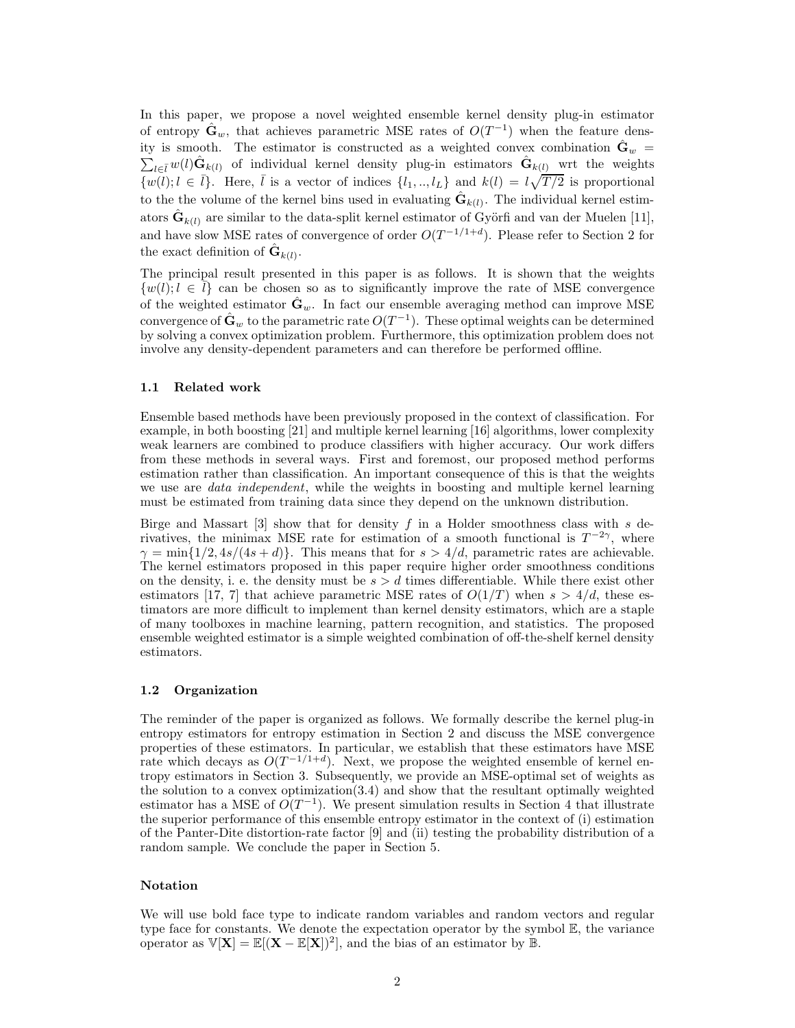In this paper, we propose a novel weighted ensemble kernel density plug-in estimator of entropy $\hat{\mathbf{G}}_w$, that achieves parametric MSE rates of $O(T^{-1})$ when the feature density is smooth. The estimator is constructed as a weighted convex combination $\hat{\mathbf{G}}_w = \sum_{l \in \bar{l}} w(l) \hat{\mathbf{G}}_{k(l)}$ of individual kernel density plug-in estimators $\hat{\mathbf{G}}_{k(l)}$ wrt the weights $\{w(l); l \in \bar{l}\}$. Here, $\bar{l}$ is a vector of indices $\{l_1, .., l_L\}$ and $k(l) = l\sqrt{T/2}$ is proportional to the the volume of the kernel bins used in evaluating $\hat{\mathbf{G}}_{k(l)}$. The individual kernel estimators $\hat{\mathbf{G}}_{k(l)}$ are similar to the data-split kernel estimator of Györfi and van der Muelen [11], and have slow MSE rates of convergence of order $O(T^{-1/1+d})$. Please refer to Section 2 for the exact definition of $\hat{\mathbf{G}}_{k(l)}$.

The principal result presented in this paper is as follows. It is shown that the weights $\{w(l); l \in \bar{l}\}$ can be chosen so as to significantly improve the rate of MSE convergence of the weighted estimator $\hat{\mathbf{G}}_w$. In fact our ensemble averaging method can improve MSE convergence of $\hat{\mathbf{G}}_w$ to the parametric rate $O(T^{-1})$. These optimal weights can be determined by solving a convex optimization problem. Furthermore, this optimization problem does not involve any density-dependent parameters and can therefore be performed offline.

### 1.1 Related work

Ensemble based methods have been previously proposed in the context of classification. For example, in both boosting [21] and multiple kernel learning [16] algorithms, lower complexity weak learners are combined to produce classifiers with higher accuracy. Our work differs from these methods in several ways. First and foremost, our proposed method performs estimation rather than classification. An important consequence of this is that the weights we use are *data independent*, while the weights in boosting and multiple kernel learning must be estimated from training data since they depend on the unknown distribution.

Birge and Massart [3] show that for density $f$ in a Holder smoothness class with $s$ derivatives, the minimax MSE rate for estimation of a smooth functional is $T^{-2\gamma}$, where $\gamma = \min\{1/2, 4s/(4s+d)\}$. This means that for $s > 4/d$, parametric rates are achievable. The kernel estimators proposed in this paper require higher order smoothness conditions on the density, i. e. the density must be $s > d$ times differentiable. While there exist other estimators [17, 7] that achieve parametric MSE rates of $O(1/T)$ when $s > 4/d$, these estimators are more difficult to implement than kernel density estimators, which are a staple of many toolboxes in machine learning, pattern recognition, and statistics. The proposed ensemble weighted estimator is a simple weighted combination of off-the-shelf kernel density estimators.

### 1.2 Organization

The reminder of the paper is organized as follows. We formally describe the kernel plug-in entropy estimators for entropy estimation in Section 2 and discuss the MSE convergence properties of these estimators. In particular, we establish that these estimators have MSE rate which decays as $O(T^{-1/1+d})$. Next, we propose the weighted ensemble of kernel entropy estimators in Section 3. Subsequently, we provide an MSE-optimal set of weights as the solution to a convex optimization(3.4) and show that the resultant optimally weighted estimator has a MSE of $O(T^{-1})$. We present simulation results in Section 4 that illustrate the superior performance of this ensemble entropy estimator in the context of (i) estimation of the Panter-Dite distortion-rate factor [9] and (ii) testing the probability distribution of a random sample. We conclude the paper in Section 5.

### Notation

We will use bold face type to indicate random variables and random vectors and regular type face for constants. We denote the expectation operator by the symbol $\mathbb{E}$, the variance operator as $\mathbb{V}[\mathbf{X}] = \mathbb{E}[(\mathbf{X} - \mathbb{E}[\mathbf{X}])^2]$, and the bias of an estimator by $\mathbb{B}$.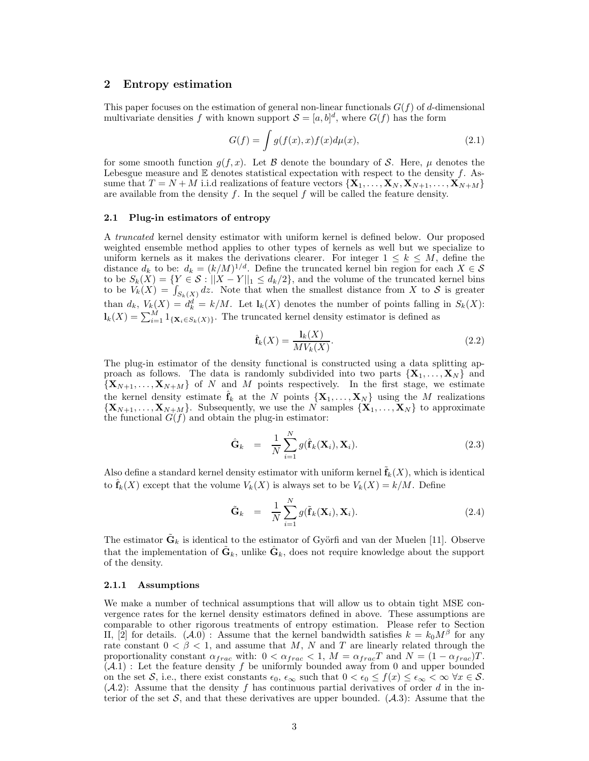## 2 Entropy estimation

This paper focuses on the estimation of general non-linear functionals $G(f)$ of $d$-dimensional multivariate densities $f$ with known support $\mathcal{S} = [a, b]^d$, where $G(f)$ has the form

$$G(f) = \int g(f(x), x) f(x) d\mu(x), \tag{2.1}$$

for some smooth function $g(f, x)$. Let $\mathcal{B}$ denote the boundary of $\mathcal{S}$. Here, $\mu$ denotes the Lebesgue measure and $\mathbb{E}$ denotes statistical expectation with respect to the density $f$. Assume that $T = N + M$ i.i.d realizations of feature vectors $\{\mathbf{X}_1, \ldots, \mathbf{X}_N, \mathbf{X}_{N+1}, \ldots, \mathbf{X}_{N+M}\}$ are available from the density $f$. In the sequel $f$ will be called the feature density.

### 2.1 Plug-in estimators of entropy

A *truncated* kernel density estimator with uniform kernel is defined below. Our proposed weighted ensemble method applies to other types of kernels as well but we specialize to uniform kernels as it makes the derivations clearer. For integer $1 \leq k \leq M$, define the distance $d_k$ to be: $d_k = (k/M)^{1/d}$. Define the truncated kernel bin region for each $X \in \mathcal{S}$ to be $S_k(X) = \{Y \in \mathcal{S} : ||X - Y||_1 \leq d_k/2\}$, and the volume of the truncated kernel bins to be $V_k(X) = \int_{S_k(X)} dz$. Note that when the smallest distance from $X$ to $\mathcal{S}$ is greater than $d_k$, $V_k(X) = d_k^d = k/M$. Let $\mathbf{l}_k(X)$ denotes the number of points falling in $S_k(X)$: $\mathbf{l}_k(X) = \sum_{i=1}^{M} 1_{\{\mathbf{X}_i \in S_k(X)\}}$. The truncated kernel density estimator is defined as

$$\hat{\mathbf{f}}_k(X) = \frac{\mathbf{l}_k(X)}{M V_k(X)}. \tag{2.2}$$

The plug-in estimator of the density functional is constructed using a data splitting approach as follows. The data is randomly subdivided into two parts $\{\mathbf{X}_1, \ldots, \mathbf{X}_N\}$ and $\{\mathbf{X}_{N+1}, \ldots, \mathbf{X}_{N+M}\}$ of $N$ and $M$ points respectively. In the first stage, we estimate the kernel density estimate $\hat{\mathbf{f}}_k$ at the $N$ points $\{\mathbf{X}_1, \ldots, \mathbf{X}_N\}$ using the $M$ realizations $\{\mathbf{X}_{N+1}, \ldots, \mathbf{X}_{N+M}\}$. Subsequently, we use the $N$ samples $\{\mathbf{X}_1, \ldots, \mathbf{X}_N\}$ to approximate the functional $G(f)$ and obtain the plug-in estimator:

$$\hat{\mathbf{G}}_k = \frac{1}{N} \sum_{i=1}^{N} g(\hat{\mathbf{f}}_k(\mathbf{X}_i), \mathbf{X}_i). \tag{2.3}$$

Also define a standard kernel density estimator with uniform kernel $\tilde{\mathbf{f}}_k(X)$, which is identical to $\hat{\mathbf{f}}_k(X)$ except that the volume $V_k(X)$ is always set to be $V_k(X) = k/M$. Define

$$\tilde{\mathbf{G}}_k = \frac{1}{N} \sum_{i=1}^{N} g(\tilde{\mathbf{f}}_k(\mathbf{X}_i), \mathbf{X}_i). \tag{2.4}$$

The estimator $\tilde{\mathbf{G}}_k$ is identical to the estimator of Györfi and van der Muelen [11]. Observe that the implementation of $\tilde{\mathbf{G}}_k$, unlike $\hat{\mathbf{G}}_k$, does not require knowledge about the support of the density.

#### 2.1.1 Assumptions

We make a number of technical assumptions that will allow us to obtain tight MSE convergence rates for the kernel density estimators defined in above. These assumptions are comparable to other rigorous treatments of entropy estimation. Please refer to Section II, [2] for details. $(\mathcal{A}.0)$ : Assume that the kernel bandwidth satisfies $k = k_0 M^\beta$ for any rate constant $0 < \beta < 1$, and assume that $M$, $N$ and $T$ are linearly related through the proportionality constant $\alpha_{frac}$ with: $0 < \alpha_{frac} < 1$, $M = \alpha_{frac} T$ and $N = (1 - \alpha_{frac})T$. $(\mathcal{A}.1)$ : Let the feature density $f$ be uniformly bounded away from 0 and upper bounded on the set $\mathcal{S}$, i.e., there exist constants $\epsilon_0$, $\epsilon_\infty$ such that $0 < \epsilon_0 \leq f(x) \leq \epsilon_\infty < \infty \; \forall x \in \mathcal{S}$. $(\mathcal{A}.2)$: Assume that the density $f$ has continuous partial derivatives of order $d$ in the interior of the set $\mathcal{S}$, and that these derivatives are upper bounded. $(\mathcal{A}.3)$: Assume that the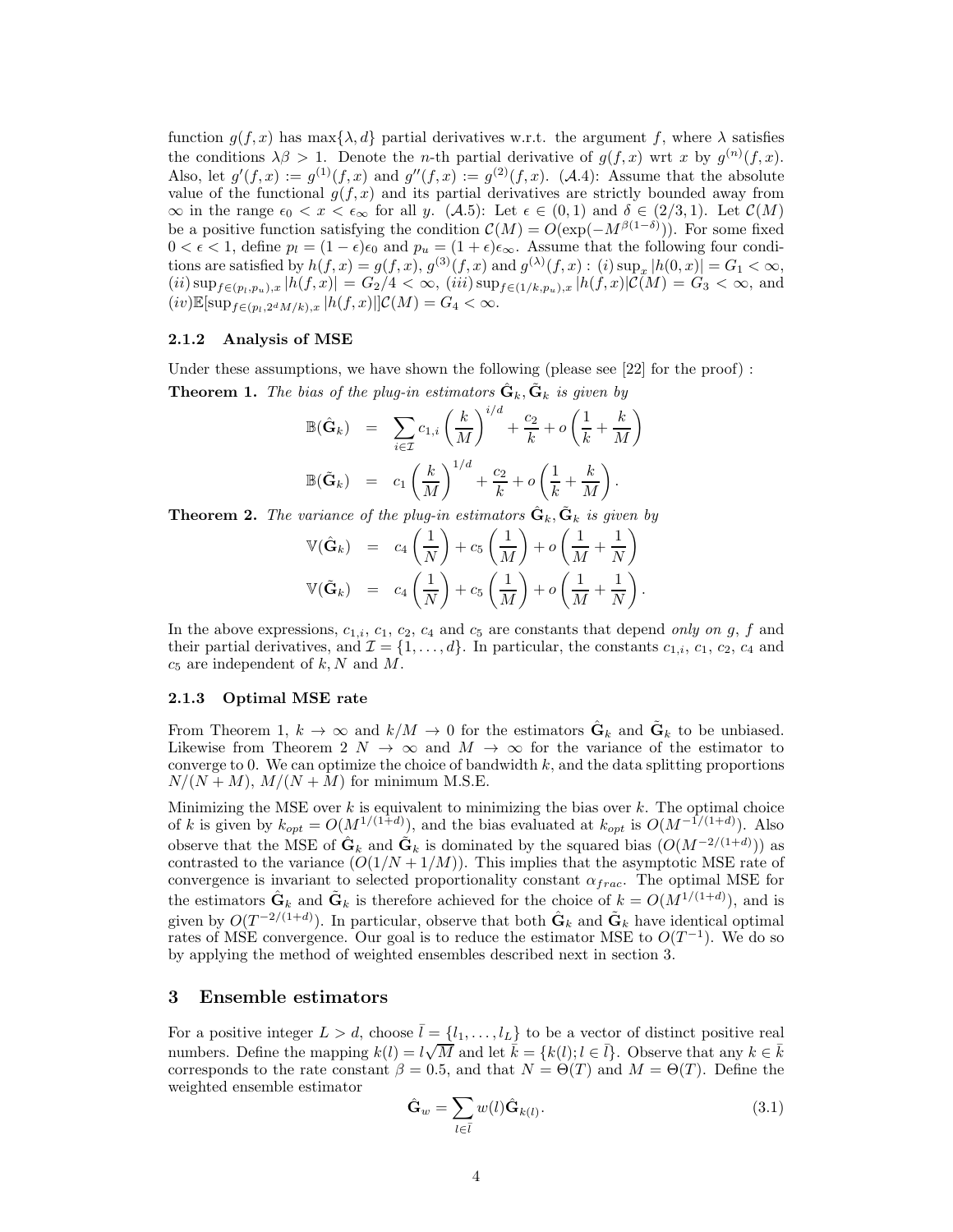function $g(f, x)$ has $\max\{\lambda, d\}$ partial derivatives w.r.t. the argument $f$, where $\lambda$ satisfies the conditions $\lambda\beta > 1$. Denote the $n$-th partial derivative of $g(f, x)$ wrt $x$ by $g^{(n)}(f, x)$. Also, let $g'(f, x) := g^{(1)}(f, x)$ and $g''(f, x) := g^{(2)}(f, x)$. $(\mathcal{A}.4)$: Assume that the absolute value of the functional $g(f, x)$ and its partial derivatives are strictly bounded away from $\infty$ in the range $\epsilon_0 < x < \epsilon_\infty$ for all $y$. $(\mathcal{A}.5)$: Let $\epsilon \in (0, 1)$ and $\delta \in (2/3, 1)$. Let $\mathcal{C}(M)$ be a positive function satisfying the condition $\mathcal{C}(M) = O(\exp(-M^{\beta(1-\delta)}))$. For some fixed $0 < \epsilon < 1$, define $p_l = (1-\epsilon)\epsilon_0$ and $p_u = (1+\epsilon)\epsilon_\infty$. Assume that the following four conditions are satisfied by $h(f, x) = g(f, x)$, $g^{(3)}(f, x)$ and $g^{(\lambda)}(f, x)$ : $(i) \sup_x |h(0, x)| = G_1 < \infty$, $(ii) \sup_{f \in (p_l, p_u), x} |h(f, x)| = G_2/4 < \infty$, $(iii) \sup_{f \in (1/k, p_u), x} |h(f, x)|\mathcal{C}(M) = G_3 < \infty$, and $(iv) \mathbb{E}[\sup_{f \in (p_l, 2^d M/k), x} |h(f, x)|]\mathcal{C}(M) = G_4 < \infty$.

#### 2.1.2 Analysis of MSE

Under these assumptions, we have shown the following (please see [22] for the proof) :

**Theorem 1.** *The bias of the plug-in estimators $\hat{\mathbf{G}}_k, \tilde{\mathbf{G}}_k$ is given by*

$$\mathbb{B}(\hat{\mathbf{G}}_k) = \sum_{i \in \mathcal{I}} c_{1,i} \left(\frac{k}{M}\right)^{i/d} + \frac{c_2}{k} + o\left(\frac{1}{k} + \frac{k}{M}\right)$$

$$\mathbb{B}(\tilde{\mathbf{G}}_k) = c_1 \left(\frac{k}{M}\right)^{1/d} + \frac{c_2}{k} + o\left(\frac{1}{k} + \frac{k}{M}\right).$$

**Theorem 2.** *The variance of the plug-in estimators $\hat{\mathbf{G}}_k, \tilde{\mathbf{G}}_k$ is given by*

$$\mathbb{V}(\hat{\mathbf{G}}_k) = c_4 \left(\frac{1}{N}\right) + c_5 \left(\frac{1}{M}\right) + o\left(\frac{1}{M} + \frac{1}{N}\right)$$

$$\mathbb{V}(\tilde{\mathbf{G}}_k) = c_4 \left(\frac{1}{N}\right) + c_5 \left(\frac{1}{M}\right) + o\left(\frac{1}{M} + \frac{1}{N}\right).$$

In the above expressions, $c_{1,i}$, $c_1$, $c_2$, $c_4$ and $c_5$ are constants that depend *only on* $g$, $f$ and their partial derivatives, and $\mathcal{I} = \{1, \ldots, d\}$. In particular, the constants $c_{1,i}$, $c_1$, $c_2$, $c_4$ and $c_5$ are independent of $k, N$ and $M$.

#### 2.1.3 Optimal MSE rate

From Theorem 1, $k \to \infty$ and $k/M \to 0$ for the estimators $\hat{\mathbf{G}}_k$ and $\tilde{\mathbf{G}}_k$ to be unbiased. Likewise from Theorem 2 $N \to \infty$ and $M \to \infty$ for the variance of the estimator to converge to 0. We can optimize the choice of bandwidth $k$, and the data splitting proportions $N/(N+M)$, $M/(N+M)$ for minimum M.S.E.

Minimizing the MSE over $k$ is equivalent to minimizing the bias over $k$. The optimal choice of $k$ is given by $k_{opt} = O(M^{1/(1+d)})$, and the bias evaluated at $k_{opt}$ is $O(M^{-1/(1+d)})$. Also observe that the MSE of $\hat{\mathbf{G}}_k$ and $\tilde{\mathbf{G}}_k$ is dominated by the squared bias ($O(M^{-2/(1+d)})$) as contrasted to the variance ($O(1/N + 1/M)$). This implies that the asymptotic MSE rate of convergence is invariant to selected proportionality constant $\alpha_{frac}$. The optimal MSE for the estimators $\hat{\mathbf{G}}_k$ and $\tilde{\mathbf{G}}_k$ is therefore achieved for the choice of $k = O(M^{1/(1+d)})$, and is given by $O(T^{-2/(1+d)})$. In particular, observe that both $\hat{\mathbf{G}}_k$ and $\tilde{\mathbf{G}}_k$ have identical optimal rates of MSE convergence. Our goal is to reduce the estimator MSE to $O(T^{-1})$. We do so by applying the method of weighted ensembles described next in section 3.

## 3 Ensemble estimators

For a positive integer $L > d$, choose $\bar{l} = \{l_1, \ldots, l_L\}$ to be a vector of distinct positive real numbers. Define the mapping $k(l) = l\sqrt{M}$ and let $\bar{k} = \{k(l); l \in \bar{l}\}$. Observe that any $k \in \bar{k}$ corresponds to the rate constant $\beta = 0.5$, and that $N = \Theta(T)$ and $M = \Theta(T)$. Define the weighted ensemble estimator

$$\hat{\mathbf{G}}_w = \sum_{l \in \bar{l}} w(l) \hat{\mathbf{G}}_{k(l)}. \tag{3.1}$$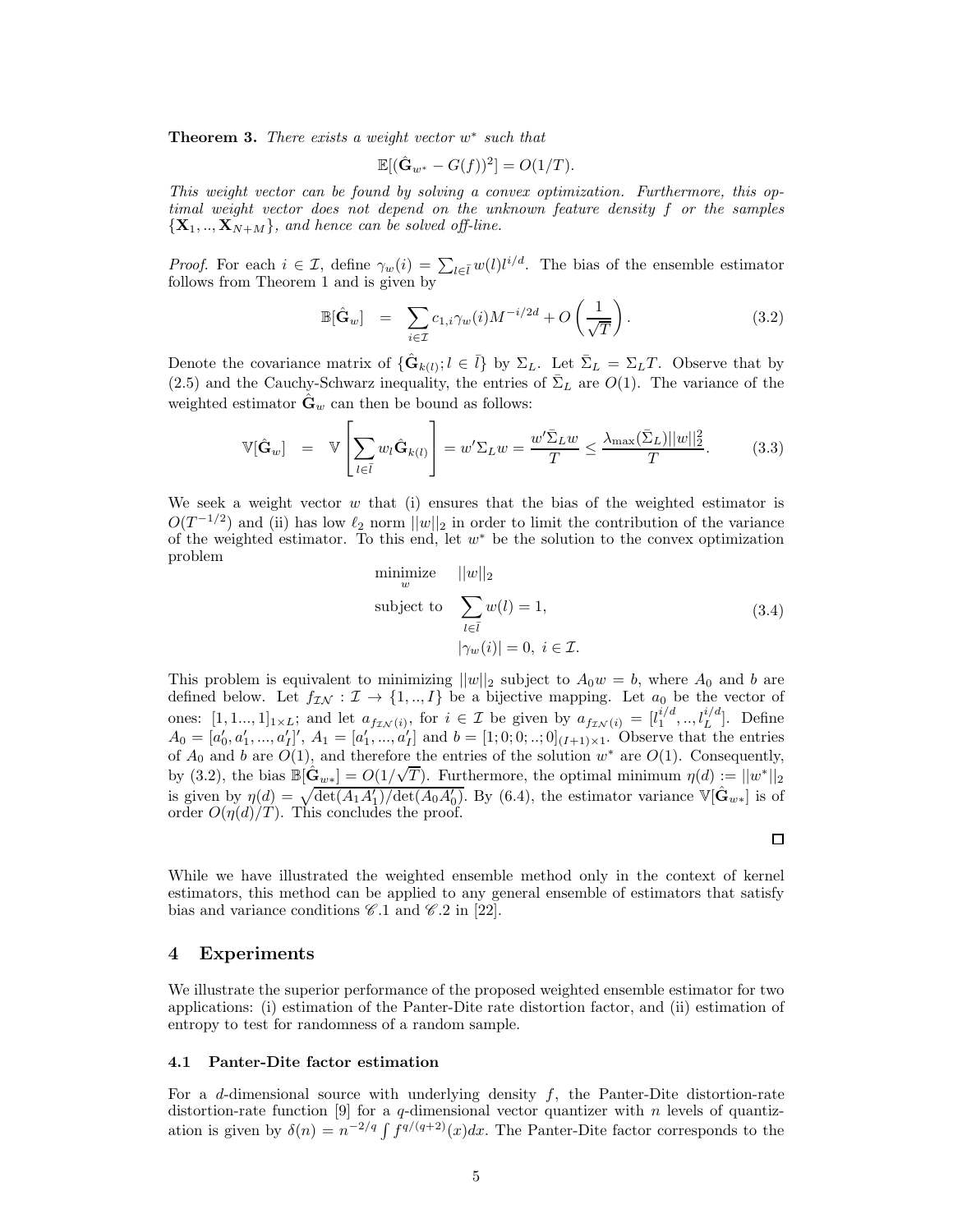**Theorem 3.** *There exists a weight vector $w^*$ such that*

$$\mathbb{E}[(\hat{\mathbf{G}}_{w^*} - G(f))^2] = O(1/T).$$

*This weight vector can be found by solving a convex optimization. Furthermore, this optimal weight vector does not depend on the unknown feature density $f$ or the samples $\{\mathbf{X}_1, .., \mathbf{X}_{N+M}\}$, and hence can be solved off-line.*

*Proof.* For each $i \in \mathcal{I}$, define $\gamma_w(i) = \sum_{l \in \bar{l}} w(l) l^{i/d}$. The bias of the ensemble estimator follows from Theorem 1 and is given by

$$\mathbb{B}[\hat{\mathbf{G}}_w] = \sum_{i \in \mathcal{I}} c_{1,i} \gamma_w(i) M^{-i/2d} + O\left(\frac{1}{\sqrt{T}}\right). \tag{3.2}$$

Denote the covariance matrix of $\{\hat{\mathbf{G}}_{k(l)}; l \in \bar{l}\}$ by $\Sigma_L$. Let $\bar{\Sigma}_L = \Sigma_L T$. Observe that by (2.5) and the Cauchy-Schwarz inequality, the entries of $\bar{\Sigma}_L$ are $O(1)$. The variance of the weighted estimator $\hat{\mathbf{G}}_w$ can then be bound as follows:

$$\mathbb{V}[\hat{\mathbf{G}}_w] = \mathbb{V}\left[\sum_{l \in \bar{l}} w_l \hat{\mathbf{G}}_{k(l)}\right] = w' \Sigma_L w = \frac{w' \bar{\Sigma}_L w}{T} \leq \frac{\lambda_{\max}(\bar{\Sigma}_L) ||w||_2^2}{T}. \tag{3.3}$$

We seek a weight vector $w$ that (i) ensures that the bias of the weighted estimator is $O(T^{-1/2})$ and (ii) has low $\ell_2$ norm $||w||_2$ in order to limit the contribution of the variance of the weighted estimator. To this end, let $w^*$ be the solution to the convex optimization problem

$$\begin{aligned}
\underset{w}{\text{minimize}} \quad & ||w||_2 \\
\text{subject to} \quad & \sum_{l \in \bar{l}} w(l) = 1, \\
& |\gamma_w(i)| = 0, \ i \in \mathcal{I}.
\end{aligned} \tag{3.4}$$

This problem is equivalent to minimizing $||w||_2$ subject to $A_0 w = b$, where $A_0$ and $b$ are defined below. Let $f_{\mathcal{IN}} : \mathcal{I} \to \{1, .., I\}$ be a bijective mapping. Let $a_0$ be the vector of ones: $[1, 1..., 1]_{1 \times L}$; and let $a_{f_{\mathcal{IN}}(i)}$, for $i \in \mathcal{I}$ be given by $a_{f_{\mathcal{IN}}(i)} = [l_1^{i/d}, .., l_L^{i/d}]$. Define $A_0 = [a_0', a_1', ..., a_I']'$, $A_1 = [a_1', ..., a_I']$ and $b = [1; 0; 0; ..; 0]_{(I+1) \times 1}$. Observe that the entries of $A_0$ and $b$ are $O(1)$, and therefore the entries of the solution $w^*$ are $O(1)$. Consequently, by (3.2), the bias $\mathbb{B}[\hat{\mathbf{G}}_{w*}] = O(1/\sqrt{T})$. Furthermore, the optimal minimum $\eta(d) := ||w^*||_2$ is given by $\eta(d) = \sqrt{\det(A_1 A_1')/\det(A_0 A_0')}$. By (6.4), the estimator variance $\mathbb{V}[\hat{\mathbf{G}}_{w*}]$ is of order $O(\eta(d)/T)$. This concludes the proof.

□

While we have illustrated the weighted ensemble method only in the context of kernel estimators, this method can be applied to any general ensemble of estimators that satisfy bias and variance conditions $\mathscr{C}$.1 and $\mathscr{C}$.2 in [22].

# 4 Experiments

We illustrate the superior performance of the proposed weighted ensemble estimator for two applications: (i) estimation of the Panter-Dite rate distortion factor, and (ii) estimation of entropy to test for randomness of a random sample.

## 4.1 Panter-Dite factor estimation

For a $d$-dimensional source with underlying density $f$, the Panter-Dite distortion-rate distortion-rate function [9] for a $q$-dimensional vector quantizer with $n$ levels of quantization is given by $\delta(n) = n^{-2/q} \int f^{q/(q+2)}(x) dx$. The Panter-Dite factor corresponds to the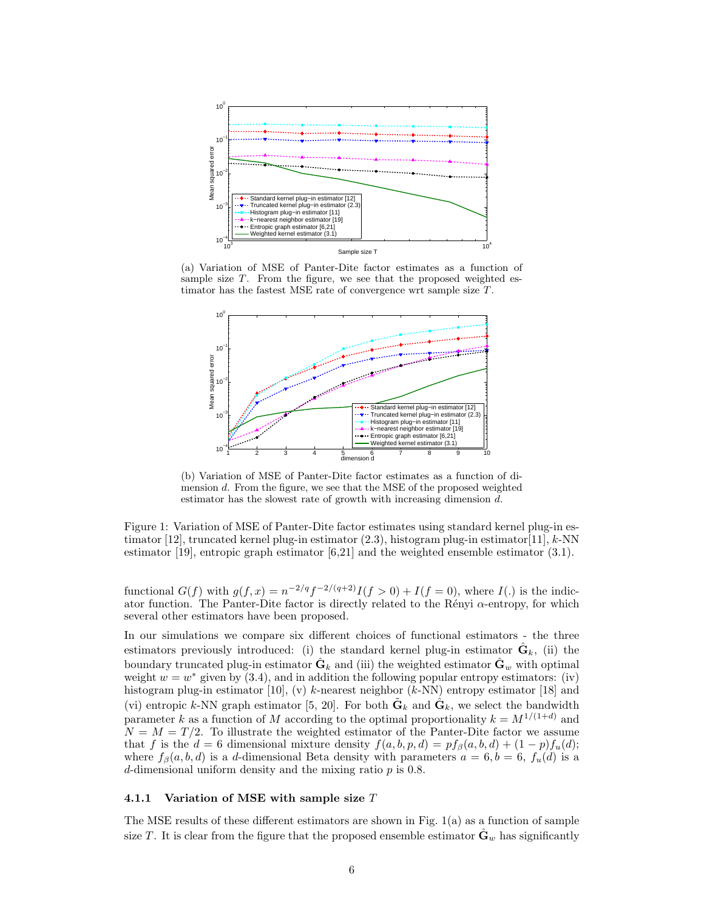(a) Variation of MSE of Panter-Dite factor estimates as a function of sample size $T$. From the figure, we see that the proposed weighted estimator has the fastest MSE rate of convergence wrt sample size $T$.

(b) Variation of MSE of Panter-Dite factor estimates as a function of dimension $d$. From the figure, we see that the MSE of the proposed weighted estimator has the slowest rate of growth with increasing dimension $d$.

Figure 1: Variation of MSE of Panter-Dite factor estimates using standard kernel plug-in estimator [12], truncated kernel plug-in estimator (2.3), histogram plug-in estimator[11], $k$-NN estimator [19], entropic graph estimator [6,21] and the weighted ensemble estimator (3.1).

functional $G(f)$ with $g(f,x) = n^{-2/q} f^{-2/(q+2)} I(f > 0) + I(f = 0)$, where $I(.)$ is the indicator function. The Panter-Dite factor is directly related to the Rényi $\alpha$-entropy, for which several other estimators have been proposed.

In our simulations we compare six different choices of functional estimators - the three estimators previously introduced: (i) the standard kernel plug-in estimator $\hat{\mathbf{G}}_k$, (ii) the boundary truncated plug-in estimator $\hat{\mathbf{G}}_k$ and (iii) the weighted estimator $\hat{\mathbf{G}}_w$ with optimal weight $w = w^*$ given by (3.4), and in addition the following popular entropy estimators: (iv) histogram plug-in estimator [10], (v) $k$-nearest neighbor ($k$-NN) entropy estimator [18] and (vi) entropic $k$-NN graph estimator [5, 20]. For both $\tilde{\mathbf{G}}_k$ and $\hat{\mathbf{G}}_k$, we select the bandwidth parameter $k$ as a function of $M$ according to the optimal proportionality $k = M^{1/(1+d)}$ and $N = M = T/2$. To illustrate the weighted estimator of the Panter-Dite factor we assume that $f$ is the $d = 6$ dimensional mixture density $f(a,b,p,d) = pf_\beta(a,b,d) + (1-p)f_u(d)$; where $f_\beta(a,b,d)$ is a $d$-dimensional Beta density with parameters $a = 6, b = 6$, $f_u(d)$ is a $d$-dimensional uniform density and the mixing ratio $p$ is 0.8.

#### 4.1.1 Variation of MSE with sample size $T$

The MSE results of these different estimators are shown in Fig. 1(a) as a function of sample size $T$. It is clear from the figure that the proposed ensemble estimator $\hat{\mathbf{G}}_w$ has significantly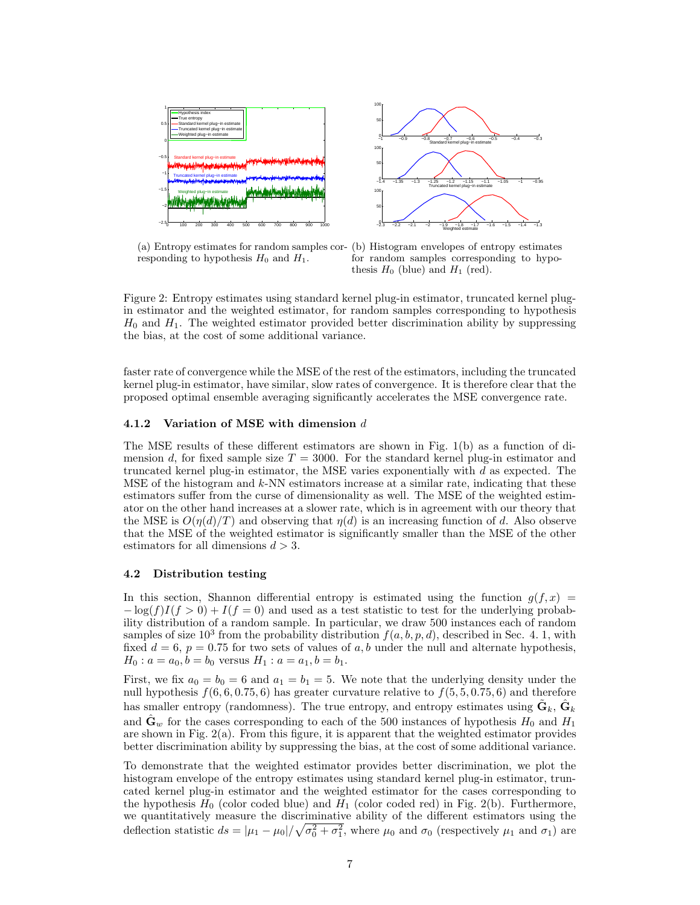(a) Entropy estimates for random samples corresponding to hypothesis $H_0$ and $H_1$.

(b) Histogram envelopes of entropy estimates for random samples corresponding to hypothesis $H_0$ (blue) and $H_1$ (red).

Figure 2: Entropy estimates using standard kernel plug-in estimator, truncated kernel plug-in estimator and the weighted estimator, for random samples corresponding to hypothesis $H_0$ and $H_1$. The weighted estimator provided better discrimination ability by suppressing the bias, at the cost of some additional variance.

faster rate of convergence while the MSE of the rest of the estimators, including the truncated kernel plug-in estimator, have similar, slow rates of convergence. It is therefore clear that the proposed optimal ensemble averaging significantly accelerates the MSE convergence rate.

#### 4.1.2 Variation of MSE with dimension $d$

The MSE results of these different estimators are shown in Fig. 1(b) as a function of dimension $d$, for fixed sample size $T = 3000$. For the standard kernel plug-in estimator and truncated kernel plug-in estimator, the MSE varies exponentially with $d$ as expected. The MSE of the histogram and $k$-NN estimators increase at a similar rate, indicating that these estimators suffer from the curse of dimensionality as well. The MSE of the weighted estimator on the other hand increases at a slower rate, which is in agreement with our theory that the MSE is $O(\eta(d)/T)$ and observing that $\eta(d)$ is an increasing function of $d$. Also observe that the MSE of the weighted estimator is significantly smaller than the MSE of the other estimators for all dimensions $d > 3$.

### 4.2 Distribution testing

In this section, Shannon differential entropy is estimated using the function $g(f, x) = -\log(f)I(f > 0) + I(f = 0)$ and used as a test statistic to test for the underlying probability distribution of a random sample. In particular, we draw 500 instances each of random samples of size $10^3$ from the probability distribution $f(a, b, p, d)$, described in Sec. 4. 1, with fixed $d = 6$, $p = 0.75$ for two sets of values of $a, b$ under the null and alternate hypothesis, $H_0 : a = a_0, b = b_0$ versus $H_1 : a = a_1, b = b_1$.

First, we fix $a_0 = b_0 = 6$ and $a_1 = b_1 = 5$. We note that the underlying density under the null hypothesis $f(6, 6, 0.75, 6)$ has greater curvature relative to $f(5, 5, 0.75, 6)$ and therefore has smaller entropy (randomness). The true entropy, and entropy estimates using $\tilde{\mathbf{G}}_k$, $\hat{\mathbf{G}}_k$ and $\hat{\mathbf{G}}_w$ for the cases corresponding to each of the 500 instances of hypothesis $H_0$ and $H_1$ are shown in Fig. 2(a). From this figure, it is apparent that the weighted estimator provides better discrimination ability by suppressing the bias, at the cost of some additional variance.

To demonstrate that the weighted estimator provides better discrimination, we plot the histogram envelope of the entropy estimates using standard kernel plug-in estimator, truncated kernel plug-in estimator and the weighted estimator for the cases corresponding to the hypothesis $H_0$ (color coded blue) and $H_1$ (color coded red) in Fig. 2(b). Furthermore, we quantitatively measure the discriminative ability of the different estimators using the deflection statistic $ds = |\mu_1 - \mu_0|/\sqrt{\sigma_0^2 + \sigma_1^2}$, where $\mu_0$ and $\sigma_0$ (respectively $\mu_1$ and $\sigma_1$) are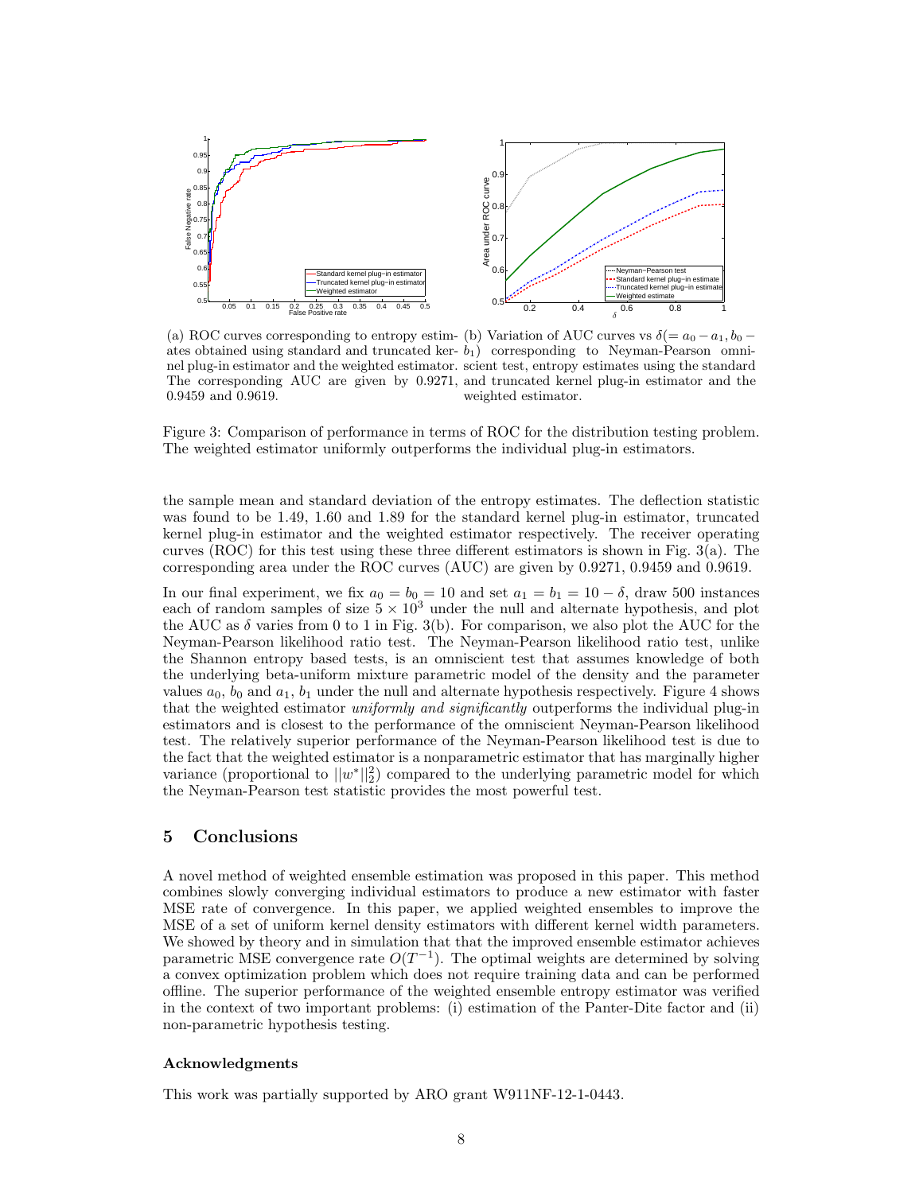(a) ROC curves corresponding to entropy estimates obtained using standard and truncated kernel plug-in estimator and the weighted estimator. The corresponding AUC are given by 0.9271, 0.9459 and 0.9619.

(b) Variation of AUC curves vs $\delta(= a_0 - a_1, b_0 - b_1)$ corresponding to Neyman-Pearson omniscient test, entropy estimates using the standard and truncated kernel plug-in estimator and the weighted estimator.

Figure 3: Comparison of performance in terms of ROC for the distribution testing problem. The weighted estimator uniformly outperforms the individual plug-in estimators.

the sample mean and standard deviation of the entropy estimates. The deflection statistic was found to be 1.49, 1.60 and 1.89 for the standard kernel plug-in estimator, truncated kernel plug-in estimator and the weighted estimator respectively. The receiver operating curves (ROC) for this test using these three different estimators is shown in Fig. 3(a). The corresponding area under the ROC curves (AUC) are given by 0.9271, 0.9459 and 0.9619.

In our final experiment, we fix $a_0 = b_0 = 10$ and set $a_1 = b_1 = 10 - \delta$, draw 500 instances each of random samples of size $5 \times 10^3$ under the null and alternate hypothesis, and plot the AUC as $\delta$ varies from 0 to 1 in Fig. 3(b). For comparison, we also plot the AUC for the Neyman-Pearson likelihood ratio test. The Neyman-Pearson likelihood ratio test, unlike the Shannon entropy based tests, is an omniscient test that assumes knowledge of both the underlying beta-uniform mixture parametric model of the density and the parameter values $a_0$, $b_0$ and $a_1$, $b_1$ under the null and alternate hypothesis respectively. Figure 4 shows that the weighted estimator *uniformly and significantly* outperforms the individual plug-in estimators and is closest to the performance of the omniscient Neyman-Pearson likelihood test. The relatively superior performance of the Neyman-Pearson likelihood test is due to the fact that the weighted estimator is a nonparametric estimator that has marginally higher variance (proportional to $||w^*||_2^2$) compared to the underlying parametric model for which the Neyman-Pearson test statistic provides the most powerful test.

## 5 Conclusions

A novel method of weighted ensemble estimation was proposed in this paper. This method combines slowly converging individual estimators to produce a new estimator with faster MSE rate of convergence. In this paper, we applied weighted ensembles to improve the MSE of a set of uniform kernel density estimators with different kernel width parameters. We showed by theory and in simulation that that the improved ensemble estimator achieves parametric MSE convergence rate $O(T^{-1})$. The optimal weights are determined by solving a convex optimization problem which does not require training data and can be performed offline. The superior performance of the weighted ensemble entropy estimator was verified in the context of two important problems: (i) estimation of the Panter-Dite factor and (ii) non-parametric hypothesis testing.

### Acknowledgments

This work was partially supported by ARO grant W911NF-12-1-0443.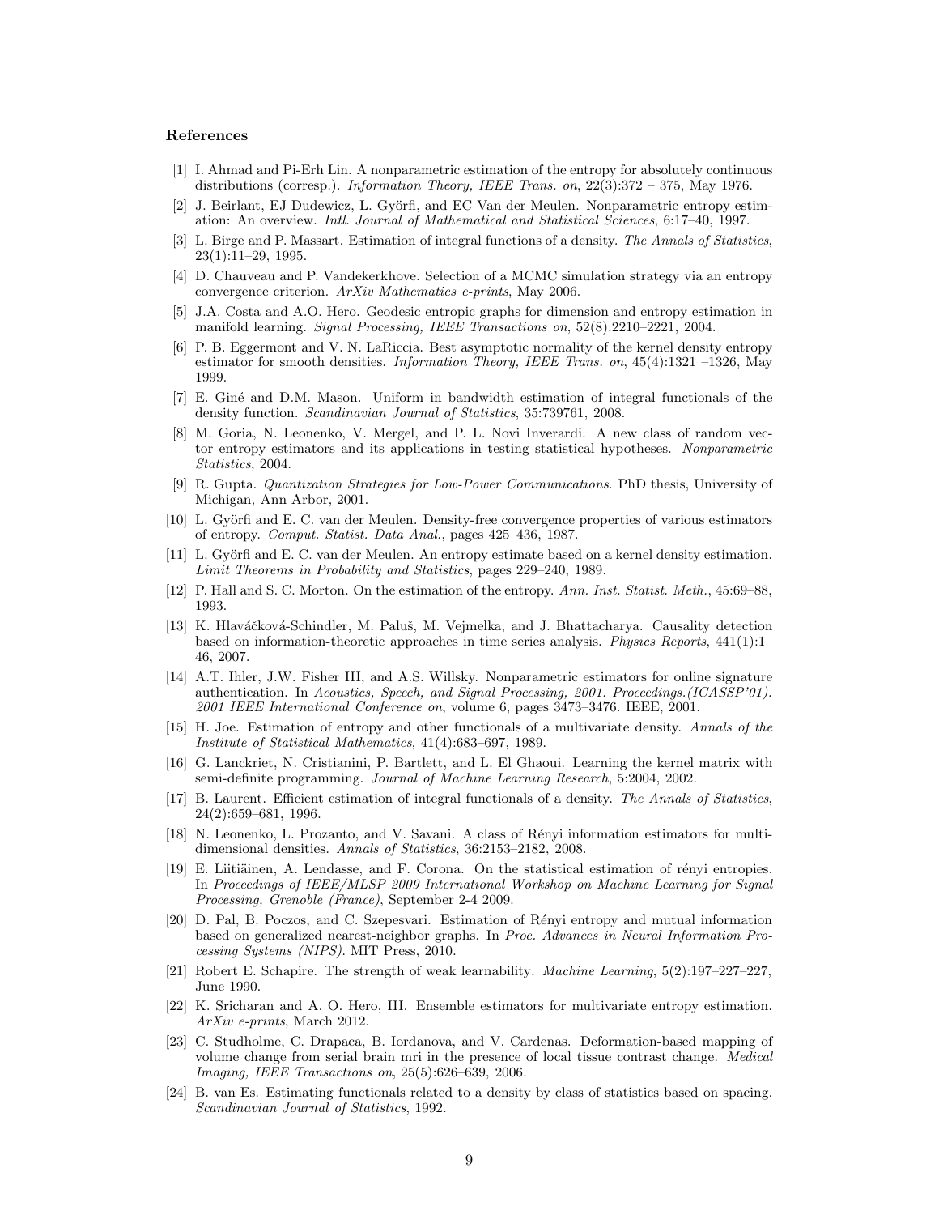### References

[1] I. Ahmad and Pi-Erh Lin. A nonparametric estimation of the entropy for absolutely continuous distributions (corresp.). *Information Theory, IEEE Trans. on*, 22(3):372 – 375, May 1976.

[2] J. Beirlant, EJ Dudewicz, L. Györfi, and EC Van der Meulen. Nonparametric entropy estimation: An overview. *Intl. Journal of Mathematical and Statistical Sciences*, 6:17–40, 1997.

[3] L. Birge and P. Massart. Estimation of integral functions of a density. *The Annals of Statistics*, 23(1):11–29, 1995.

[4] D. Chauveau and P. Vandekerkhove. Selection of a MCMC simulation strategy via an entropy convergence criterion. *ArXiv Mathematics e-prints*, May 2006.

[5] J.A. Costa and A.O. Hero. Geodesic entropic graphs for dimension and entropy estimation in manifold learning. *Signal Processing, IEEE Transactions on*, 52(8):2210–2221, 2004.

[6] P. B. Eggermont and V. N. LaRiccia. Best asymptotic normality of the kernel density entropy estimator for smooth densities. *Information Theory, IEEE Trans. on*, 45(4):1321 –1326, May 1999.

[7] E. Giné and D.M. Mason. Uniform in bandwidth estimation of integral functionals of the density function. *Scandinavian Journal of Statistics*, 35:739761, 2008.

[8] M. Goria, N. Leonenko, V. Mergel, and P. L. Novi Inverardi. A new class of random vector entropy estimators and its applications in testing statistical hypotheses. *Nonparametric Statistics*, 2004.

[9] R. Gupta. *Quantization Strategies for Low-Power Communications*. PhD thesis, University of Michigan, Ann Arbor, 2001.

[10] L. Györfi and E. C. van der Meulen. Density-free convergence properties of various estimators of entropy. *Comput. Statist. Data Anal.*, pages 425–436, 1987.

[11] L. Györfi and E. C. van der Meulen. An entropy estimate based on a kernel density estimation. *Limit Theorems in Probability and Statistics*, pages 229–240, 1989.

[12] P. Hall and S. C. Morton. On the estimation of the entropy. *Ann. Inst. Statist. Meth.*, 45:69–88, 1993.

[13] K. Hlaváčková-Schindler, M. Paluš, M. Vejmelka, and J. Bhattacharya. Causality detection based on information-theoretic approaches in time series analysis. *Physics Reports*, 441(1):1–46, 2007.

[14] A.T. Ihler, J.W. Fisher III, and A.S. Willsky. Nonparametric estimators for online signature authentication. In *Acoustics, Speech, and Signal Processing, 2001. Proceedings.(ICASSP'01). 2001 IEEE International Conference on*, volume 6, pages 3473–3476. IEEE, 2001.

[15] H. Joe. Estimation of entropy and other functionals of a multivariate density. *Annals of the Institute of Statistical Mathematics*, 41(4):683–697, 1989.

[16] G. Lanckriet, N. Cristianini, P. Bartlett, and L. El Ghaoui. Learning the kernel matrix with semi-definite programming. *Journal of Machine Learning Research*, 5:2004, 2002.

[17] B. Laurent. Efficient estimation of integral functionals of a density. *The Annals of Statistics*, 24(2):659–681, 1996.

[18] N. Leonenko, L. Prozanto, and V. Savani. A class of Rényi information estimators for multidimensional densities. *Annals of Statistics*, 36:2153–2182, 2008.

[19] E. Liitiäinen, A. Lendasse, and F. Corona. On the statistical estimation of rényi entropies. In *Proceedings of IEEE/MLSP 2009 International Workshop on Machine Learning for Signal Processing, Grenoble (France)*, September 2-4 2009.

[20] D. Pal, B. Poczos, and C. Szepesvari. Estimation of Rényi entropy and mutual information based on generalized nearest-neighbor graphs. In *Proc. Advances in Neural Information Processing Systems (NIPS)*. MIT Press, 2010.

[21] Robert E. Schapire. The strength of weak learnability. *Machine Learning*, 5(2):197–227–227, June 1990.

[22] K. Sricharan and A. O. Hero, III. Ensemble estimators for multivariate entropy estimation. *ArXiv e-prints*, March 2012.

[23] C. Studholme, C. Drapaca, B. Iordanova, and V. Cardenas. Deformation-based mapping of volume change from serial brain mri in the presence of local tissue contrast change. *Medical Imaging, IEEE Transactions on*, 25(5):626–639, 2006.

[24] B. van Es. Estimating functionals related to a density by class of statistics based on spacing. *Scandinavian Journal of Statistics*, 1992.